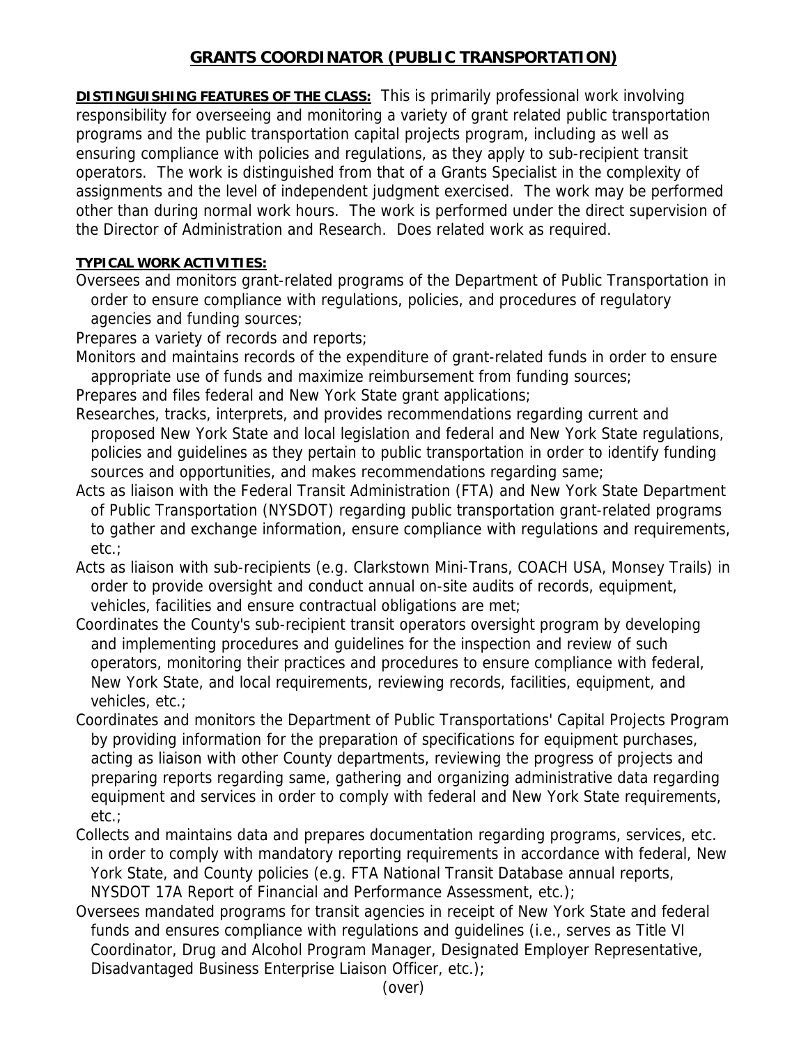# GRANTS COORDINATOR (PUBLIC TRANSPORTATION)

**DISTINGUISHING FEATURES OF THE CLASS:** This is primarily professional work involving responsibility for overseeing and monitoring a variety of grant related public transportation programs and the public transportation capital projects program, including as well as ensuring compliance with policies and regulations, as they apply to sub-recipient transit operators. The work is distinguished from that of a Grants Specialist in the complexity of assignments and the level of independent judgment exercised. The work may be performed other than during normal work hours. The work is performed under the direct supervision of the Director of Administration and Research. Does related work as required.

**TYPICAL WORK ACTIVITIES:**

Oversees and monitors grant-related programs of the Department of Public Transportation in order to ensure compliance with regulations, policies, and procedures of regulatory agencies and funding sources;

Prepares a variety of records and reports;

Monitors and maintains records of the expenditure of grant-related funds in order to ensure appropriate use of funds and maximize reimbursement from funding sources;

Prepares and files federal and New York State grant applications;

Researches, tracks, interprets, and provides recommendations regarding current and proposed New York State and local legislation and federal and New York State regulations, policies and guidelines as they pertain to public transportation in order to identify funding sources and opportunities, and makes recommendations regarding same;

Acts as liaison with the Federal Transit Administration (FTA) and New York State Department of Public Transportation (NYSDOT) regarding public transportation grant-related programs to gather and exchange information, ensure compliance with regulations and requirements, etc.;

Acts as liaison with sub-recipients (e.g. Clarkstown Mini-Trans, COACH USA, Monsey Trails) in order to provide oversight and conduct annual on-site audits of records, equipment, vehicles, facilities and ensure contractual obligations are met;

Coordinates the County's sub-recipient transit operators oversight program by developing and implementing procedures and guidelines for the inspection and review of such operators, monitoring their practices and procedures to ensure compliance with federal, New York State, and local requirements, reviewing records, facilities, equipment, and vehicles, etc.;

Coordinates and monitors the Department of Public Transportations' Capital Projects Program by providing information for the preparation of specifications for equipment purchases, acting as liaison with other County departments, reviewing the progress of projects and preparing reports regarding same, gathering and organizing administrative data regarding equipment and services in order to comply with federal and New York State requirements, etc.;

Collects and maintains data and prepares documentation regarding programs, services, etc. in order to comply with mandatory reporting requirements in accordance with federal, New York State, and County policies (e.g. FTA National Transit Database annual reports, NYSDOT 17A Report of Financial and Performance Assessment, etc.);

Oversees mandated programs for transit agencies in receipt of New York State and federal funds and ensures compliance with regulations and guidelines (i.e., serves as Title VI Coordinator, Drug and Alcohol Program Manager, Designated Employer Representative, Disadvantaged Business Enterprise Liaison Officer, etc.);

(over)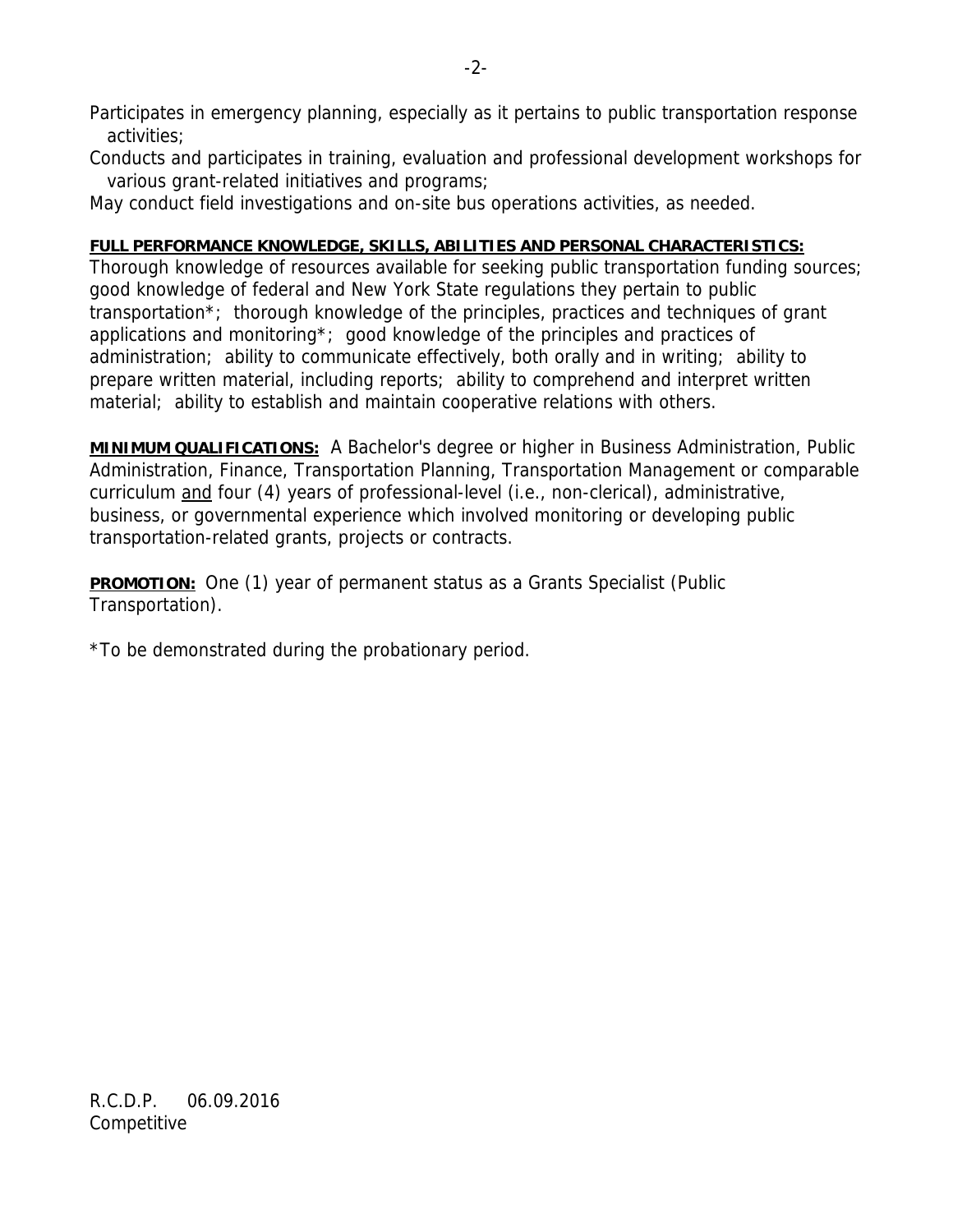Participates in emergency planning, especially as it pertains to public transportation response activities;

Conducts and participates in training, evaluation and professional development workshops for various grant-related initiatives and programs;

May conduct field investigations and on-site bus operations activities, as needed.

**FULL PERFORMANCE KNOWLEDGE, SKILLS, ABILITIES AND PERSONAL CHARACTERISTICS:**

Thorough knowledge of resources available for seeking public transportation funding sources; good knowledge of federal and New York State regulations they pertain to public transportation*; thorough knowledge of the principles, practices and techniques of grant applications and monitoring*; good knowledge of the principles and practices of administration; ability to communicate effectively, both orally and in writing; ability to prepare written material, including reports; ability to comprehend and interpret written material; ability to establish and maintain cooperative relations with others.

**MINIMUM QUALIFICATIONS:** A Bachelor's degree or higher in Business Administration, Public Administration, Finance, Transportation Planning, Transportation Management or comparable curriculum and four (4) years of professional-level (i.e., non-clerical), administrative, business, or governmental experience which involved monitoring or developing public transportation-related grants, projects or contracts.

**PROMOTION:** One (1) year of permanent status as a Grants Specialist (Public Transportation).

*To be demonstrated during the probationary period.

R.C.D.P. 06.09.2016
Competitive